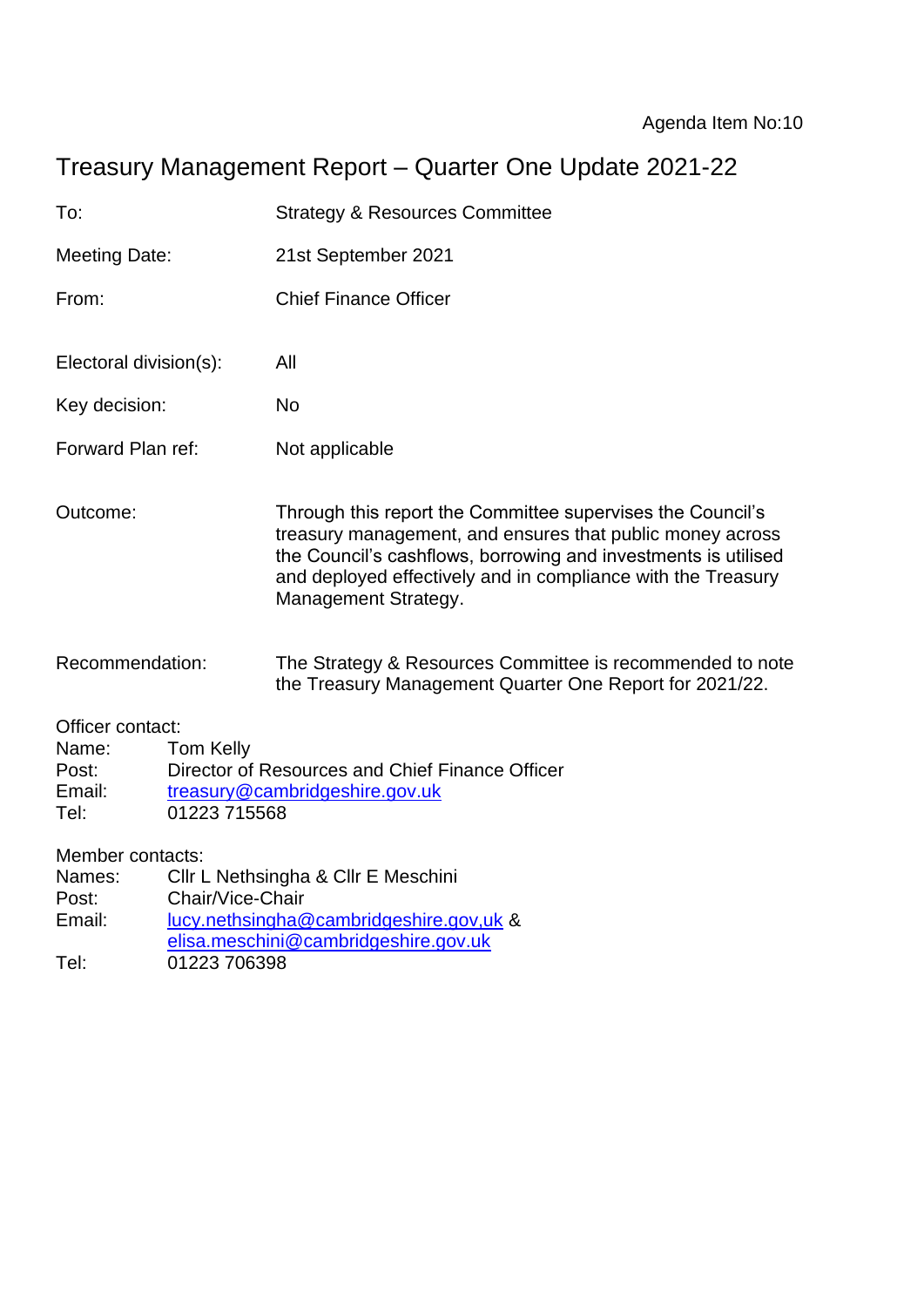Agenda Item No:10

# Treasury Management Report – Quarter One Update 2021-22

| | |
|---|---|
| To: | Strategy & Resources Committee |
| Meeting Date: | 21st September 2021 |
| From: | Chief Finance Officer |
| Electoral division(s): | All |
| Key decision: | No |
| Forward Plan ref: | Not applicable |
| Outcome: | Through this report the Committee supervises the Council's treasury management, and ensures that public money across the Council's cashflows, borrowing and investments is utilised and deployed effectively and in compliance with the Treasury Management Strategy. |
| Recommendation: | The Strategy & Resources Committee is recommended to note the Treasury Management Quarter One Report for 2021/22. |

Officer contact:
Name: Tom Kelly
Post: Director of Resources and Chief Finance Officer
Email: treasury@cambridgeshire.gov.uk
Tel: 01223 715568

Member contacts:
Names: Cllr L Nethsingha & Cllr E Meschini
Post: Chair/Vice-Chair
Email: lucy.nethsingha@cambridgeshire.gov,uk & elisa.meschini@cambridgeshire.gov.uk
Tel: 01223 706398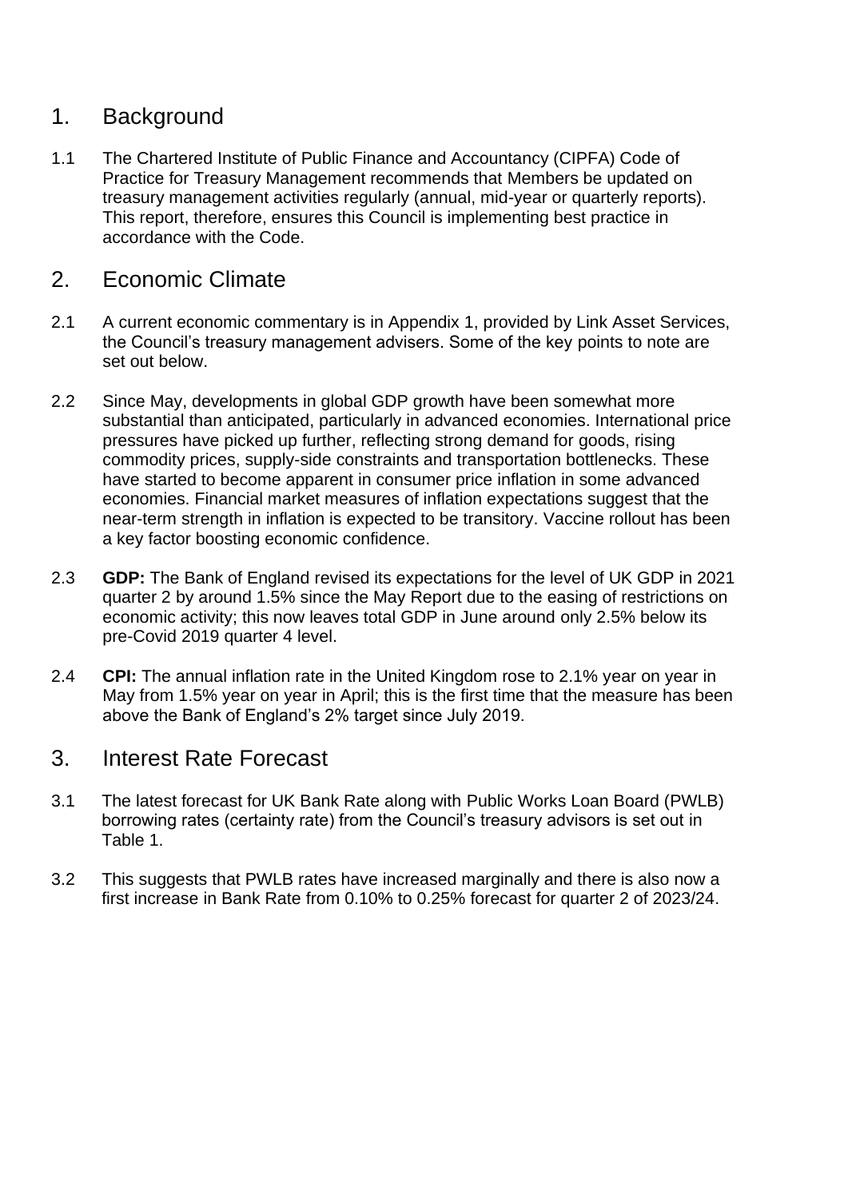## 1. Background

1.1 The Chartered Institute of Public Finance and Accountancy (CIPFA) Code of Practice for Treasury Management recommends that Members be updated on treasury management activities regularly (annual, mid-year or quarterly reports). This report, therefore, ensures this Council is implementing best practice in accordance with the Code.

## 2. Economic Climate

2.1 A current economic commentary is in Appendix 1, provided by Link Asset Services, the Council's treasury management advisers. Some of the key points to note are set out below.

2.2 Since May, developments in global GDP growth have been somewhat more substantial than anticipated, particularly in advanced economies. International price pressures have picked up further, reflecting strong demand for goods, rising commodity prices, supply-side constraints and transportation bottlenecks. These have started to become apparent in consumer price inflation in some advanced economies. Financial market measures of inflation expectations suggest that the near-term strength in inflation is expected to be transitory. Vaccine rollout has been a key factor boosting economic confidence.

2.3 **GDP:** The Bank of England revised its expectations for the level of UK GDP in 2021 quarter 2 by around 1.5% since the May Report due to the easing of restrictions on economic activity; this now leaves total GDP in June around only 2.5% below its pre-Covid 2019 quarter 4 level.

2.4 **CPI:** The annual inflation rate in the United Kingdom rose to 2.1% year on year in May from 1.5% year on year in April; this is the first time that the measure has been above the Bank of England's 2% target since July 2019.

## 3. Interest Rate Forecast

3.1 The latest forecast for UK Bank Rate along with Public Works Loan Board (PWLB) borrowing rates (certainty rate) from the Council's treasury advisors is set out in Table 1.

3.2 This suggests that PWLB rates have increased marginally and there is also now a first increase in Bank Rate from 0.10% to 0.25% forecast for quarter 2 of 2023/24.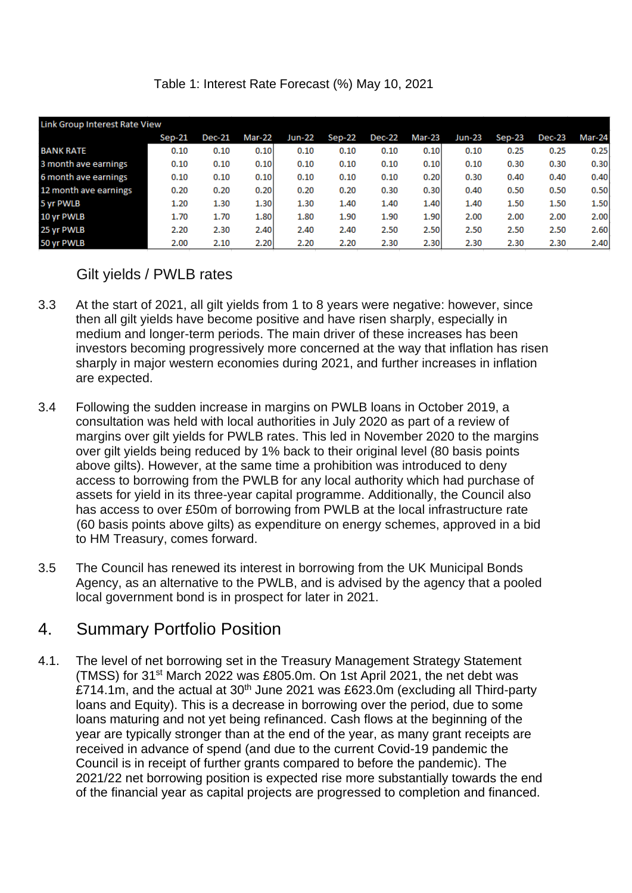Table 1: Interest Rate Forecast (%) May 10, 2021

| Link Group Interest Rate View | Sep-21 | Dec-21 | Mar-22 | Jun-22 | Sep-22 | Dec-22 | Mar-23 | Jun-23 | Sep-23 | Dec-23 | Mar-24 |
|---|---|---|---|---|---|---|---|---|---|---|---|
| BANK RATE | 0.10 | 0.10 | 0.10 | 0.10 | 0.10 | 0.10 | 0.10 | 0.10 | 0.25 | 0.25 | 0.25 |
| 3 month ave earnings | 0.10 | 0.10 | 0.10 | 0.10 | 0.10 | 0.10 | 0.10 | 0.10 | 0.30 | 0.30 | 0.30 |
| 6 month ave earnings | 0.10 | 0.10 | 0.10 | 0.10 | 0.10 | 0.10 | 0.20 | 0.30 | 0.40 | 0.40 | 0.40 |
| 12 month ave earnings | 0.20 | 0.20 | 0.20 | 0.20 | 0.20 | 0.30 | 0.30 | 0.40 | 0.50 | 0.50 | 0.50 |
| 5 yr PWLB | 1.20 | 1.30 | 1.30 | 1.30 | 1.40 | 1.40 | 1.40 | 1.40 | 1.50 | 1.50 | 1.50 |
| 10 yr PWLB | 1.70 | 1.70 | 1.80 | 1.80 | 1.90 | 1.90 | 1.90 | 2.00 | 2.00 | 2.00 | 2.00 |
| 25 yr PWLB | 2.20 | 2.30 | 2.40 | 2.40 | 2.40 | 2.50 | 2.50 | 2.50 | 2.50 | 2.50 | 2.60 |
| 50 yr PWLB | 2.00 | 2.10 | 2.20 | 2.20 | 2.20 | 2.30 | 2.30 | 2.30 | 2.30 | 2.30 | 2.40 |

Gilt yields / PWLB rates

3.3 At the start of 2021, all gilt yields from 1 to 8 years were negative: however, since then all gilt yields have become positive and have risen sharply, especially in medium and longer-term periods. The main driver of these increases has been investors becoming progressively more concerned at the way that inflation has risen sharply in major western economies during 2021, and further increases in inflation are expected.

3.4 Following the sudden increase in margins on PWLB loans in October 2019, a consultation was held with local authorities in July 2020 as part of a review of margins over gilt yields for PWLB rates. This led in November 2020 to the margins over gilt yields being reduced by 1% back to their original level (80 basis points above gilts). However, at the same time a prohibition was introduced to deny access to borrowing from the PWLB for any local authority which had purchase of assets for yield in its three-year capital programme. Additionally, the Council also has access to over £50m of borrowing from PWLB at the local infrastructure rate (60 basis points above gilts) as expenditure on energy schemes, approved in a bid to HM Treasury, comes forward.

3.5 The Council has renewed its interest in borrowing from the UK Municipal Bonds Agency, as an alternative to the PWLB, and is advised by the agency that a pooled local government bond is in prospect for later in 2021.

# 4. Summary Portfolio Position

4.1. The level of net borrowing set in the Treasury Management Strategy Statement (TMSS) for 31st March 2022 was £805.0m. On 1st April 2021, the net debt was £714.1m, and the actual at 30th June 2021 was £623.0m (excluding all Third-party loans and Equity). This is a decrease in borrowing over the period, due to some loans maturing and not yet being refinanced. Cash flows at the beginning of the year are typically stronger than at the end of the year, as many grant receipts are received in advance of spend (and due to the current Covid-19 pandemic the Council is in receipt of further grants compared to before the pandemic). The 2021/22 net borrowing position is expected rise more substantially towards the end of the financial year as capital projects are progressed to completion and financed.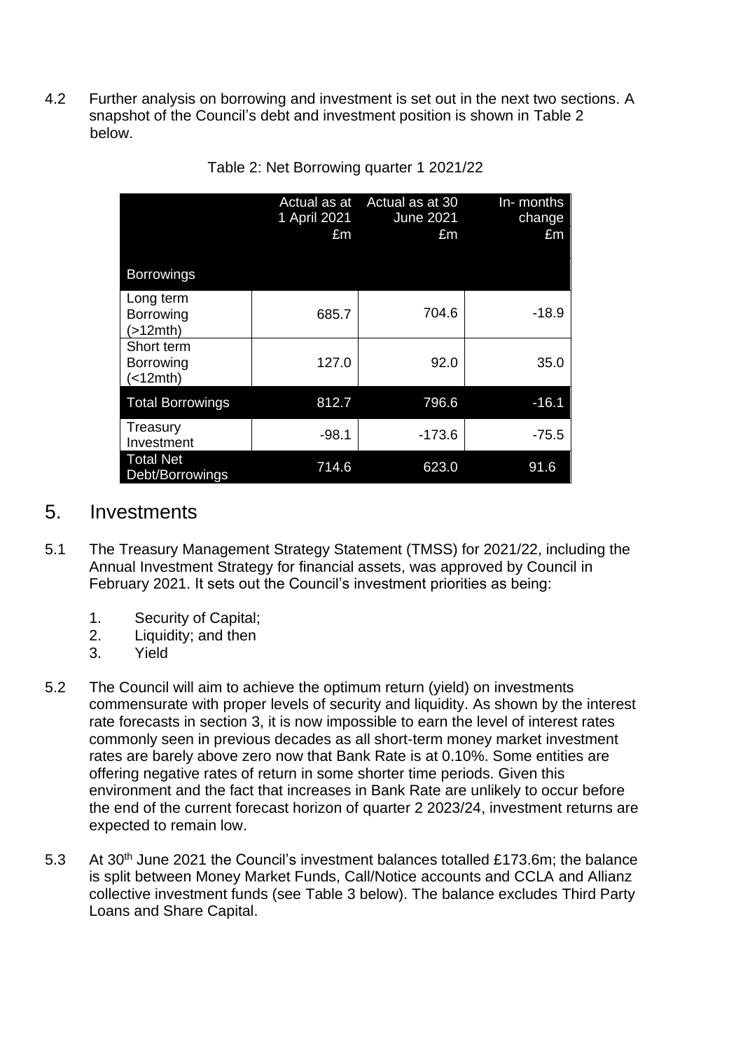4.2 Further analysis on borrowing and investment is set out in the next two sections. A snapshot of the Council's debt and investment position is shown in Table 2 below.

Table 2: Net Borrowing quarter 1 2021/22

| Borrowings | Actual as at 1 April 2021 £m | Actual as at 30 June 2021 £m | In- months change £m |
|---|---|---|---|
| Long term Borrowing (>12mth) | 685.7 | 704.6 | -18.9 |
| Short term Borrowing (<12mth) | 127.0 | 92.0 | 35.0 |
| Total Borrowings | 812.7 | 796.6 | -16.1 |
| Treasury Investment | -98.1 | -173.6 | -75.5 |
| Total Net Debt/Borrowings | 714.6 | 623.0 | 91.6 |

## 5. Investments

5.1 The Treasury Management Strategy Statement (TMSS) for 2021/22, including the Annual Investment Strategy for financial assets, was approved by Council in February 2021. It sets out the Council's investment priorities as being:

1. Security of Capital;
2. Liquidity; and then
3. Yield

5.2 The Council will aim to achieve the optimum return (yield) on investments commensurate with proper levels of security and liquidity. As shown by the interest rate forecasts in section 3, it is now impossible to earn the level of interest rates commonly seen in previous decades as all short-term money market investment rates are barely above zero now that Bank Rate is at 0.10%. Some entities are offering negative rates of return in some shorter time periods. Given this environment and the fact that increases in Bank Rate are unlikely to occur before the end of the current forecast horizon of quarter 2 2023/24, investment returns are expected to remain low.

5.3 At 30th June 2021 the Council's investment balances totalled £173.6m; the balance is split between Money Market Funds, Call/Notice accounts and CCLA and Allianz collective investment funds (see Table 3 below). The balance excludes Third Party Loans and Share Capital.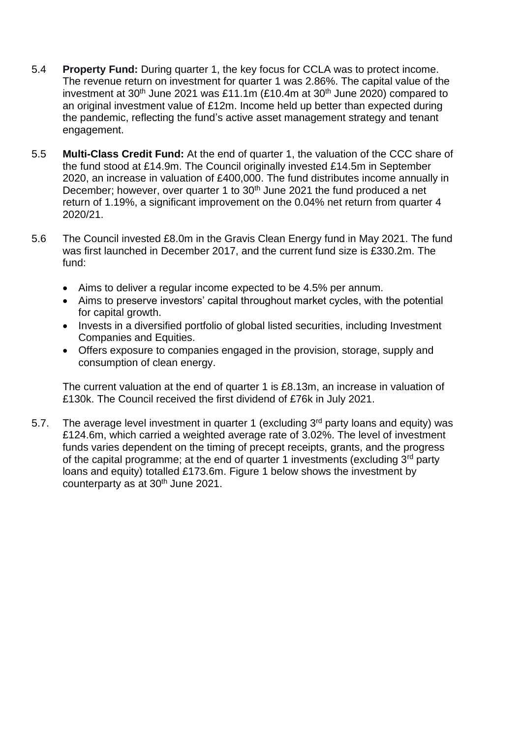5.4 **Property Fund:** During quarter 1, the key focus for CCLA was to protect income. The revenue return on investment for quarter 1 was 2.86%. The capital value of the investment at 30th June 2021 was £11.1m (£10.4m at 30th June 2020) compared to an original investment value of £12m. Income held up better than expected during the pandemic, reflecting the fund's active asset management strategy and tenant engagement.

5.5 **Multi-Class Credit Fund:** At the end of quarter 1, the valuation of the CCC share of the fund stood at £14.9m. The Council originally invested £14.5m in September 2020, an increase in valuation of £400,000. The fund distributes income annually in December; however, over quarter 1 to 30th June 2021 the fund produced a net return of 1.19%, a significant improvement on the 0.04% net return from quarter 4 2020/21.

5.6 The Council invested £8.0m in the Gravis Clean Energy fund in May 2021. The fund was first launched in December 2017, and the current fund size is £330.2m. The fund:

- Aims to deliver a regular income expected to be 4.5% per annum.
- Aims to preserve investors' capital throughout market cycles, with the potential for capital growth.
- Invests in a diversified portfolio of global listed securities, including Investment Companies and Equities.
- Offers exposure to companies engaged in the provision, storage, supply and consumption of clean energy.

The current valuation at the end of quarter 1 is £8.13m, an increase in valuation of £130k. The Council received the first dividend of £76k in July 2021.

5.7. The average level investment in quarter 1 (excluding 3rd party loans and equity) was £124.6m, which carried a weighted average rate of 3.02%. The level of investment funds varies dependent on the timing of precept receipts, grants, and the progress of the capital programme; at the end of quarter 1 investments (excluding 3rd party loans and equity) totalled £173.6m. Figure 1 below shows the investment by counterparty as at 30th June 2021.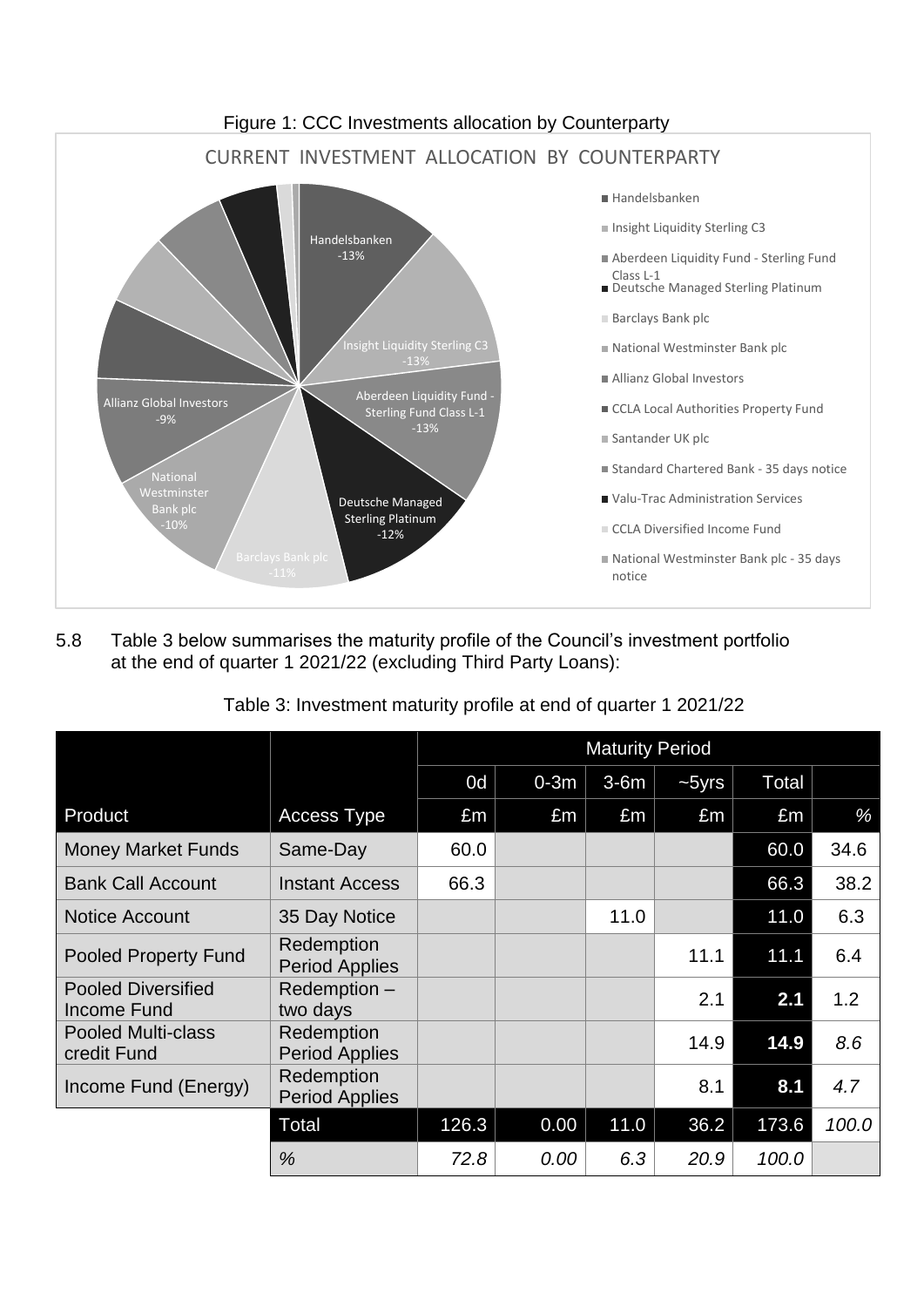Figure 1: CCC Investments allocation by Counterparty

CURRENT INVESTMENT ALLOCATION BY COUNTERPARTY

- Handelsbanken -13%
- Insight Liquidity Sterling C3 -13%
- Aberdeen Liquidity Fund - Sterling Fund Class L-1 -13%
- Deutsche Managed Sterling Platinum -12%
- Barclays Bank plc -11%
- National Westminster Bank plc -10%
- Allianz Global Investors -9%
- CCLA Local Authorities Property Fund
- Santander UK plc
- Standard Chartered Bank - 35 days notice
- Valu-Trac Administration Services
- CCLA Diversified Income Fund
- National Westminster Bank plc - 35 days notice

5.8 Table 3 below summarises the maturity profile of the Council's investment portfolio at the end of quarter 1 2021/22 (excluding Third Party Loans):

Table 3: Investment maturity profile at end of quarter 1 2021/22

| | | Maturity Period | | | | | |
|---|---|---|---|---|---|---|---|
| | | 0d | 0-3m | 3-6m | ~5yrs | Total | |
| Product | Access Type | £m | £m | £m | £m | £m | % |
| Money Market Funds | Same-Day | 60.0 | | | | 60.0 | 34.6 |
| Bank Call Account | Instant Access | 66.3 | | | | 66.3 | 38.2 |
| Notice Account | 35 Day Notice | | | 11.0 | | 11.0 | 6.3 |
| Pooled Property Fund | Redemption Period Applies | | | | 11.1 | 11.1 | 6.4 |
| Pooled Diversified Income Fund | Redemption – two days | | | | 2.1 | **2.1** | 1.2 |
| Pooled Multi-class credit Fund | Redemption Period Applies | | | | 14.9 | **14.9** | *8.6* |
| Income Fund (Energy) | Redemption Period Applies | | | | 8.1 | **8.1** | *4.7* |
| | Total | 126.3 | 0.00 | 11.0 | 36.2 | 173.6 | *100.0* |
| | *%* | *72.8* | *0.00* | *6.3* | *20.9* | *100.0* | |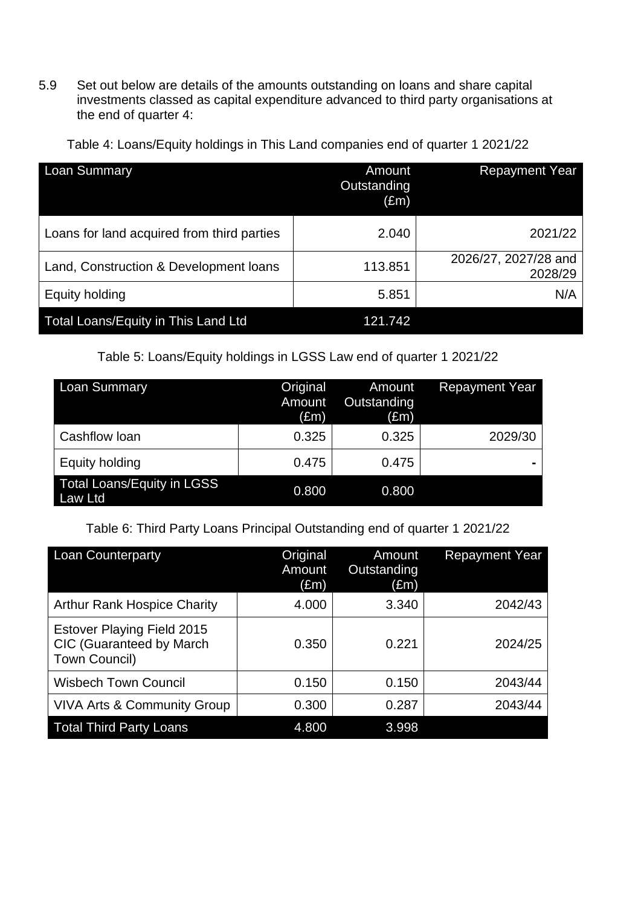5.9 Set out below are details of the amounts outstanding on loans and share capital investments classed as capital expenditure advanced to third party organisations at the end of quarter 4:

Table 4: Loans/Equity holdings in This Land companies end of quarter 1 2021/22

| Loan Summary | Amount Outstanding (£m) | Repayment Year |
|---|---|---|
| Loans for land acquired from third parties | 2.040 | 2021/22 |
| Land, Construction & Development loans | 113.851 | 2026/27, 2027/28 and 2028/29 |
| Equity holding | 5.851 | N/A |
| Total Loans/Equity in This Land Ltd | 121.742 | |

Table 5: Loans/Equity holdings in LGSS Law end of quarter 1 2021/22

| Loan Summary | Original Amount (£m) | Amount Outstanding (£m) | Repayment Year |
|---|---|---|---|
| Cashflow loan | 0.325 | 0.325 | 2029/30 |
| Equity holding | 0.475 | 0.475 | - |
| Total Loans/Equity in LGSS Law Ltd | 0.800 | 0.800 | |

Table 6: Third Party Loans Principal Outstanding end of quarter 1 2021/22

| Loan Counterparty | Original Amount (£m) | Amount Outstanding (£m) | Repayment Year |
|---|---|---|---|
| Arthur Rank Hospice Charity | 4.000 | 3.340 | 2042/43 |
| Estover Playing Field 2015 CIC (Guaranteed by March Town Council) | 0.350 | 0.221 | 2024/25 |
| Wisbech Town Council | 0.150 | 0.150 | 2043/44 |
| VIVA Arts & Community Group | 0.300 | 0.287 | 2043/44 |
| Total Third Party Loans | 4.800 | 3.998 | |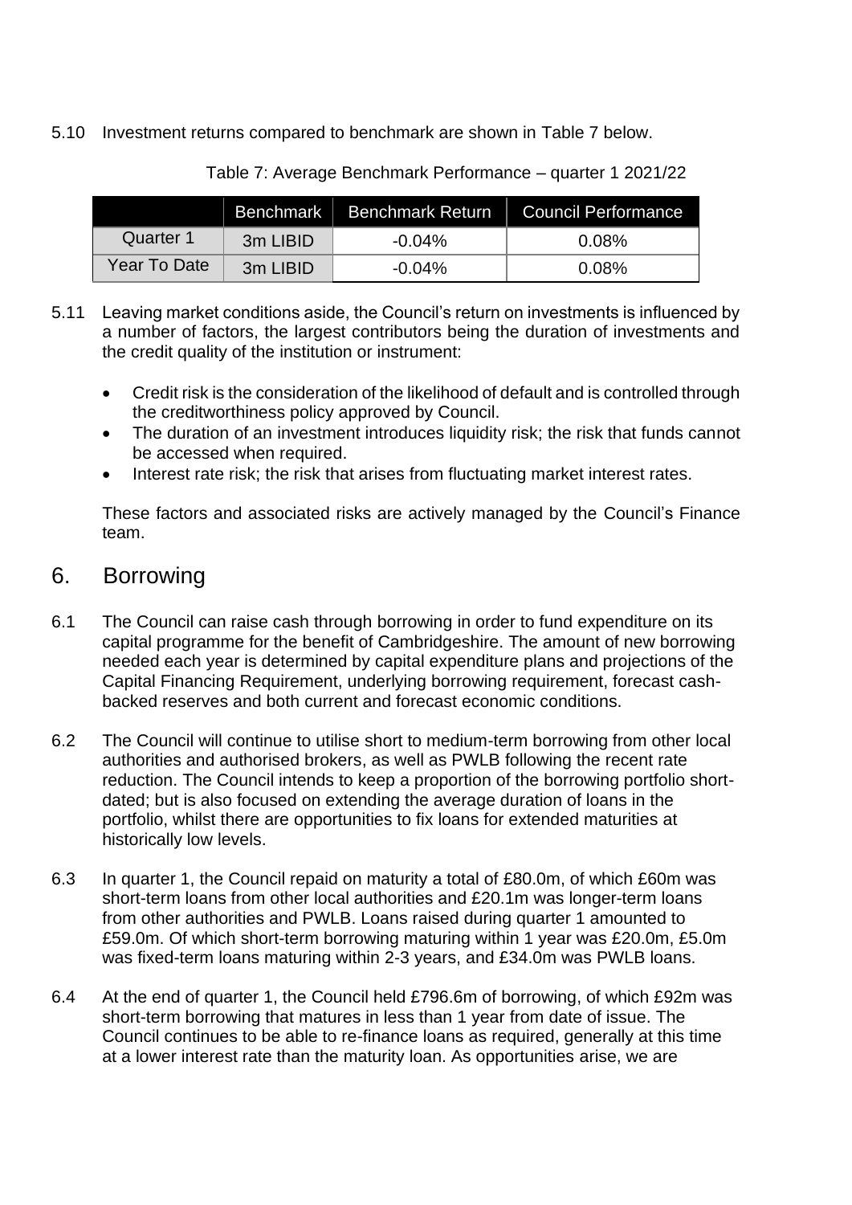5.10 Investment returns compared to benchmark are shown in Table 7 below.

Table 7: Average Benchmark Performance – quarter 1 2021/22

| | Benchmark | Benchmark Return | Council Performance |
|---|---|---|---|
| Quarter 1 | 3m LIBID | -0.04% | 0.08% |
| Year To Date | 3m LIBID | -0.04% | 0.08% |

5.11 Leaving market conditions aside, the Council's return on investments is influenced by a number of factors, the largest contributors being the duration of investments and the credit quality of the institution or instrument:

- Credit risk is the consideration of the likelihood of default and is controlled through the creditworthiness policy approved by Council.
- The duration of an investment introduces liquidity risk; the risk that funds cannot be accessed when required.
- Interest rate risk; the risk that arises from fluctuating market interest rates.

These factors and associated risks are actively managed by the Council's Finance team.

## 6. Borrowing

6.1 The Council can raise cash through borrowing in order to fund expenditure on its capital programme for the benefit of Cambridgeshire. The amount of new borrowing needed each year is determined by capital expenditure plans and projections of the Capital Financing Requirement, underlying borrowing requirement, forecast cash-backed reserves and both current and forecast economic conditions.

6.2 The Council will continue to utilise short to medium-term borrowing from other local authorities and authorised brokers, as well as PWLB following the recent rate reduction. The Council intends to keep a proportion of the borrowing portfolio short-dated; but is also focused on extending the average duration of loans in the portfolio, whilst there are opportunities to fix loans for extended maturities at historically low levels.

6.3 In quarter 1, the Council repaid on maturity a total of £80.0m, of which £60m was short-term loans from other local authorities and £20.1m was longer-term loans from other authorities and PWLB. Loans raised during quarter 1 amounted to £59.0m. Of which short-term borrowing maturing within 1 year was £20.0m, £5.0m was fixed-term loans maturing within 2-3 years, and £34.0m was PWLB loans.

6.4 At the end of quarter 1, the Council held £796.6m of borrowing, of which £92m was short-term borrowing that matures in less than 1 year from date of issue. The Council continues to be able to re-finance loans as required, generally at this time at a lower interest rate than the maturity loan. As opportunities arise, we are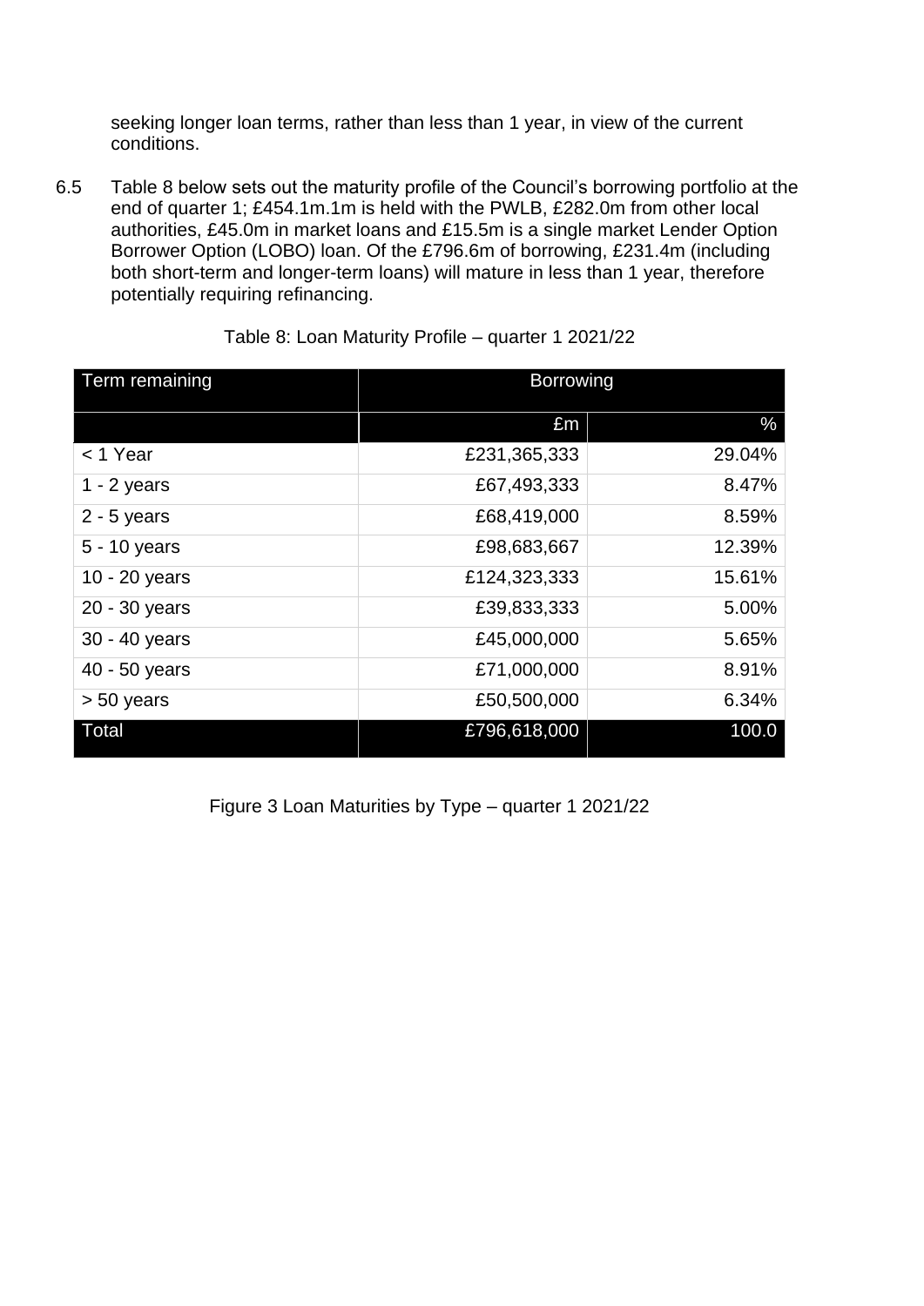seeking longer loan terms, rather than less than 1 year, in view of the current conditions.

6.5 Table 8 below sets out the maturity profile of the Council's borrowing portfolio at the end of quarter 1; £454.1m.1m is held with the PWLB, £282.0m from other local authorities, £45.0m in market loans and £15.5m is a single market Lender Option Borrower Option (LOBO) loan. Of the £796.6m of borrowing, £231.4m (including both short-term and longer-term loans) will mature in less than 1 year, therefore potentially requiring refinancing.

Table 8: Loan Maturity Profile – quarter 1 2021/22

| Term remaining | Borrowing | |
|---|---|---|
| | £m | % |
| < 1 Year | £231,365,333 | 29.04% |
| 1 - 2 years | £67,493,333 | 8.47% |
| 2 - 5 years | £68,419,000 | 8.59% |
| 5 - 10 years | £98,683,667 | 12.39% |
| 10 - 20 years | £124,323,333 | 15.61% |
| 20 - 30 years | £39,833,333 | 5.00% |
| 30 - 40 years | £45,000,000 | 5.65% |
| 40 - 50 years | £71,000,000 | 8.91% |
| > 50 years | £50,500,000 | 6.34% |
| Total | £796,618,000 | 100.0 |

Figure 3 Loan Maturities by Type – quarter 1 2021/22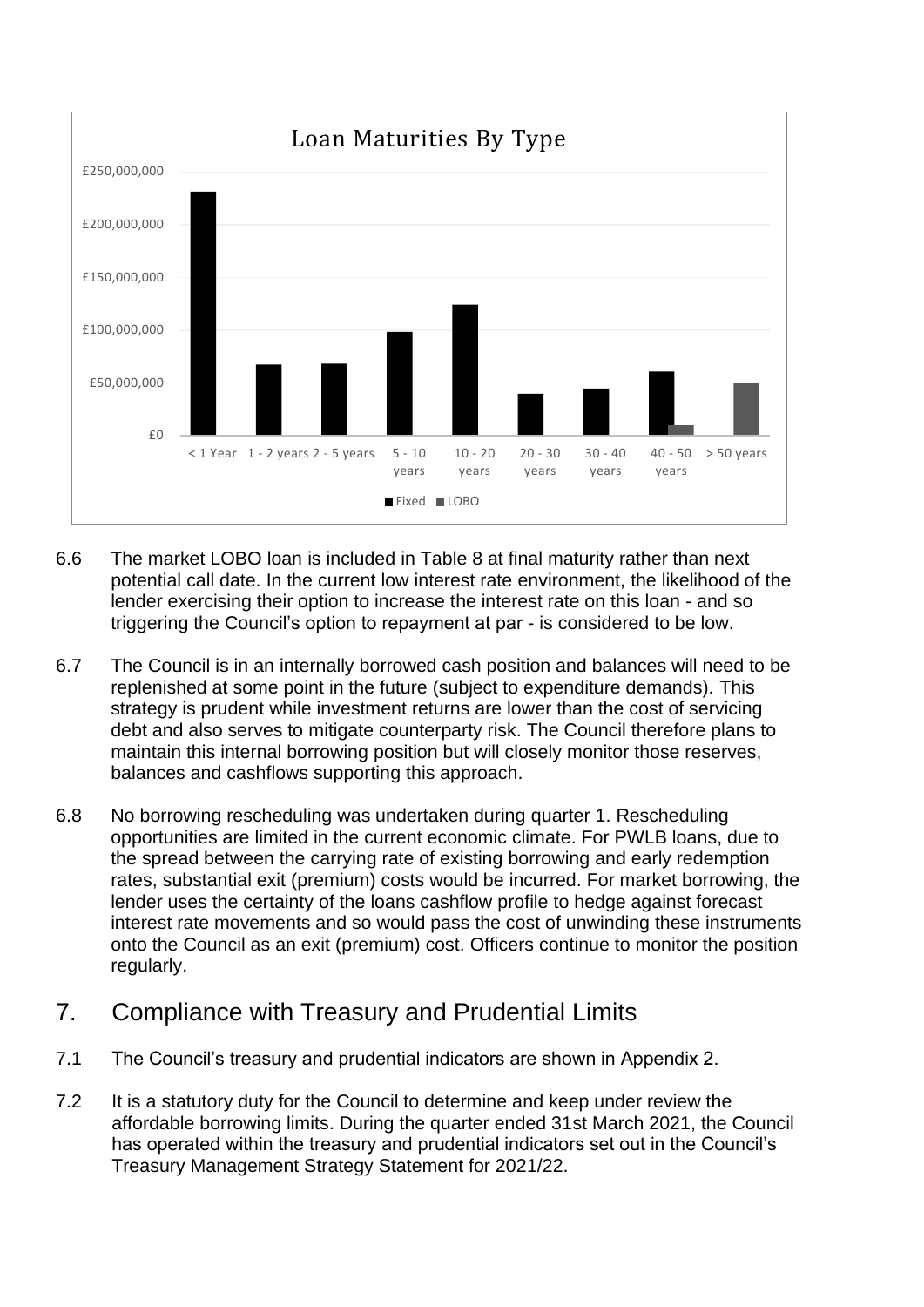Loan Maturities By Type

£250,000,000
£200,000,000
£150,000,000
£100,000,000
£50,000,000
£0

< 1 Year | 1 - 2 years | 2 - 5 years | 5 - 10 years | 10 - 20 years | 20 - 30 years | 30 - 40 years | 40 - 50 years | > 50 years

■ Fixed ■ LOBO

6.6 The market LOBO loan is included in Table 8 at final maturity rather than next potential call date. In the current low interest rate environment, the likelihood of the lender exercising their option to increase the interest rate on this loan - and so triggering the Council's option to repayment at par - is considered to be low.

6.7 The Council is in an internally borrowed cash position and balances will need to be replenished at some point in the future (subject to expenditure demands). This strategy is prudent while investment returns are lower than the cost of servicing debt and also serves to mitigate counterparty risk. The Council therefore plans to maintain this internal borrowing position but will closely monitor those reserves, balances and cashflows supporting this approach.

6.8 No borrowing rescheduling was undertaken during quarter 1. Rescheduling opportunities are limited in the current economic climate. For PWLB loans, due to the spread between the carrying rate of existing borrowing and early redemption rates, substantial exit (premium) costs would be incurred. For market borrowing, the lender uses the certainty of the loans cashflow profile to hedge against forecast interest rate movements and so would pass the cost of unwinding these instruments onto the Council as an exit (premium) cost. Officers continue to monitor the position regularly.

## 7. Compliance with Treasury and Prudential Limits

7.1 The Council's treasury and prudential indicators are shown in Appendix 2.

7.2 It is a statutory duty for the Council to determine and keep under review the affordable borrowing limits. During the quarter ended 31st March 2021, the Council has operated within the treasury and prudential indicators set out in the Council's Treasury Management Strategy Statement for 2021/22.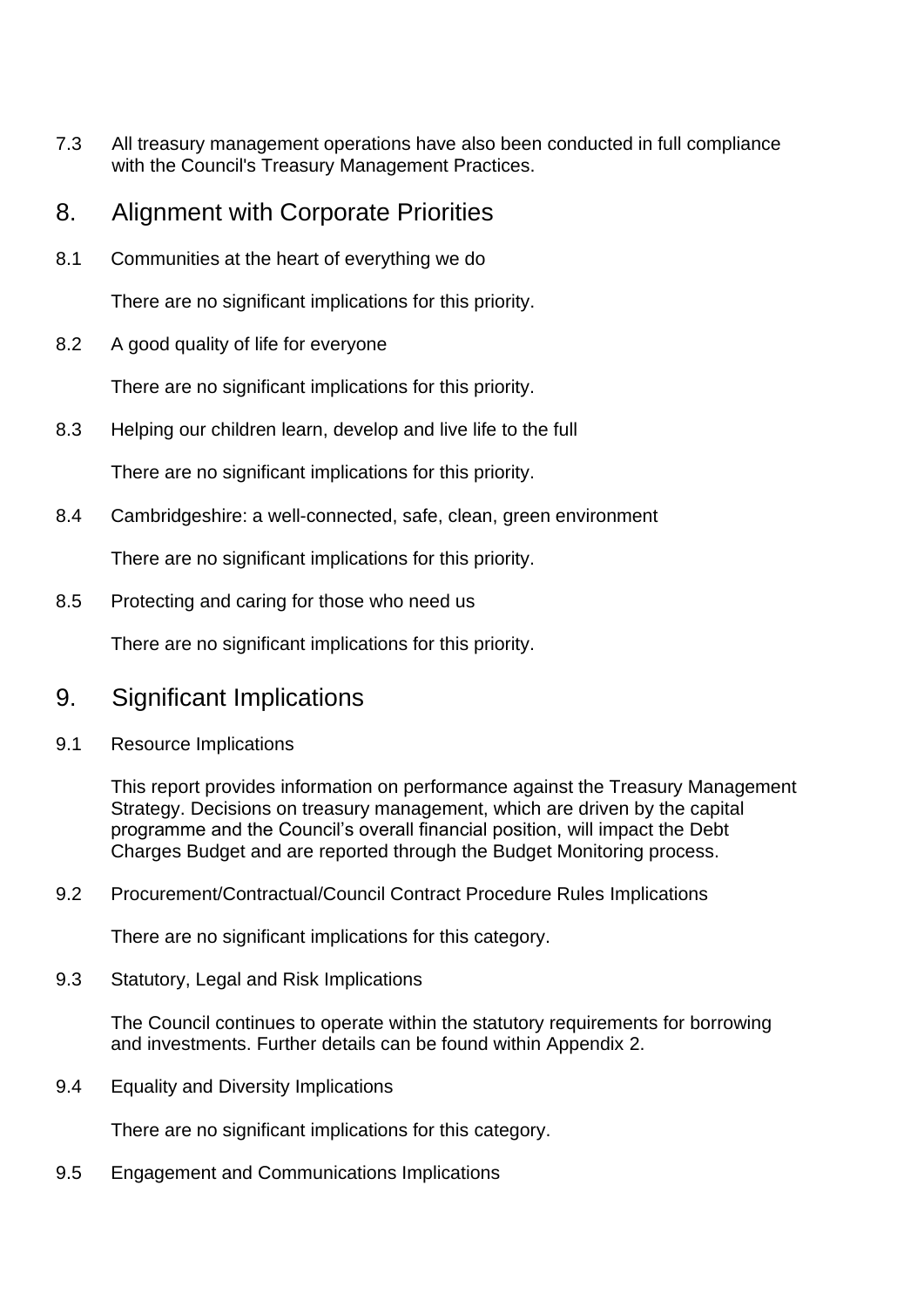7.3 All treasury management operations have also been conducted in full compliance with the Council's Treasury Management Practices.

## 8. Alignment with Corporate Priorities

8.1 Communities at the heart of everything we do

There are no significant implications for this priority.

8.2 A good quality of life for everyone

There are no significant implications for this priority.

8.3 Helping our children learn, develop and live life to the full

There are no significant implications for this priority.

8.4 Cambridgeshire: a well-connected, safe, clean, green environment

There are no significant implications for this priority.

8.5 Protecting and caring for those who need us

There are no significant implications for this priority.

## 9. Significant Implications

9.1 Resource Implications

This report provides information on performance against the Treasury Management Strategy. Decisions on treasury management, which are driven by the capital programme and the Council's overall financial position, will impact the Debt Charges Budget and are reported through the Budget Monitoring process.

9.2 Procurement/Contractual/Council Contract Procedure Rules Implications

There are no significant implications for this category.

9.3 Statutory, Legal and Risk Implications

The Council continues to operate within the statutory requirements for borrowing and investments. Further details can be found within Appendix 2.

9.4 Equality and Diversity Implications

There are no significant implications for this category.

9.5 Engagement and Communications Implications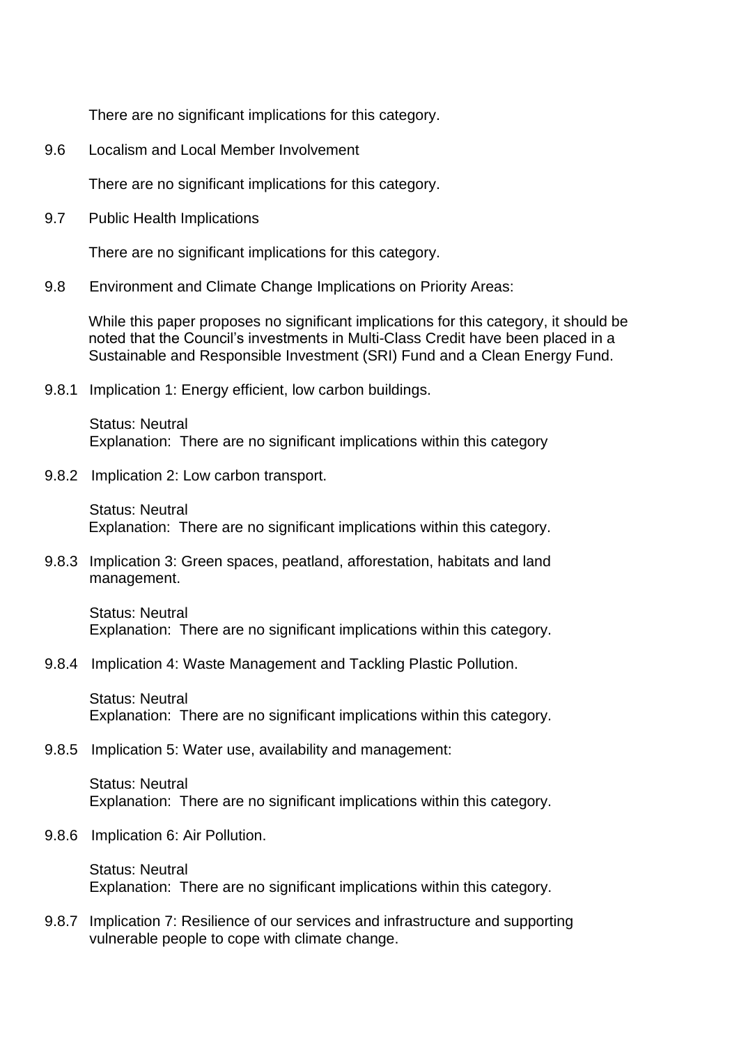There are no significant implications for this category.

9.6 Localism and Local Member Involvement

There are no significant implications for this category.

9.7 Public Health Implications

There are no significant implications for this category.

9.8 Environment and Climate Change Implications on Priority Areas:

While this paper proposes no significant implications for this category, it should be noted that the Council's investments in Multi-Class Credit have been placed in a Sustainable and Responsible Investment (SRI) Fund and a Clean Energy Fund.

9.8.1 Implication 1: Energy efficient, low carbon buildings.

Status: Neutral
Explanation: There are no significant implications within this category

9.8.2 Implication 2: Low carbon transport.

Status: Neutral
Explanation: There are no significant implications within this category.

9.8.3 Implication 3: Green spaces, peatland, afforestation, habitats and land management.

Status: Neutral
Explanation: There are no significant implications within this category.

9.8.4 Implication 4: Waste Management and Tackling Plastic Pollution.

Status: Neutral
Explanation: There are no significant implications within this category.

9.8.5 Implication 5: Water use, availability and management:

Status: Neutral
Explanation: There are no significant implications within this category.

9.8.6 Implication 6: Air Pollution.

Status: Neutral
Explanation: There are no significant implications within this category.

9.8.7 Implication 7: Resilience of our services and infrastructure and supporting vulnerable people to cope with climate change.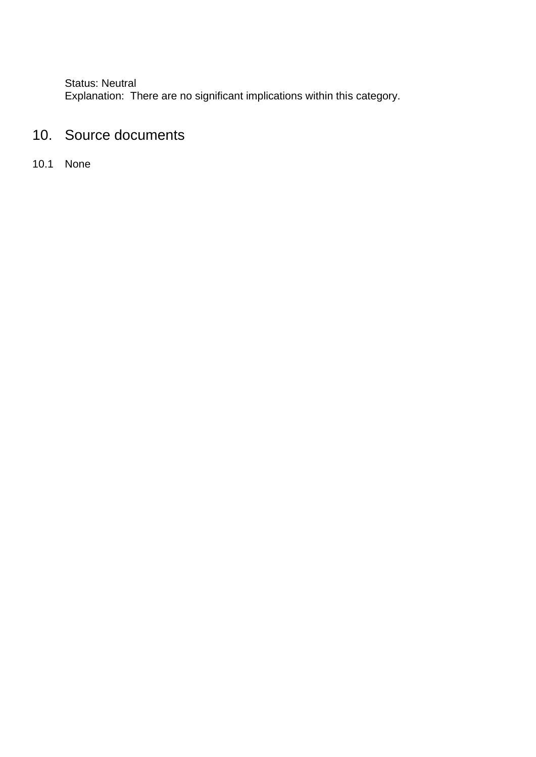Status: Neutral
Explanation:  There are no significant implications within this category.

## 10. Source documents

10.1 None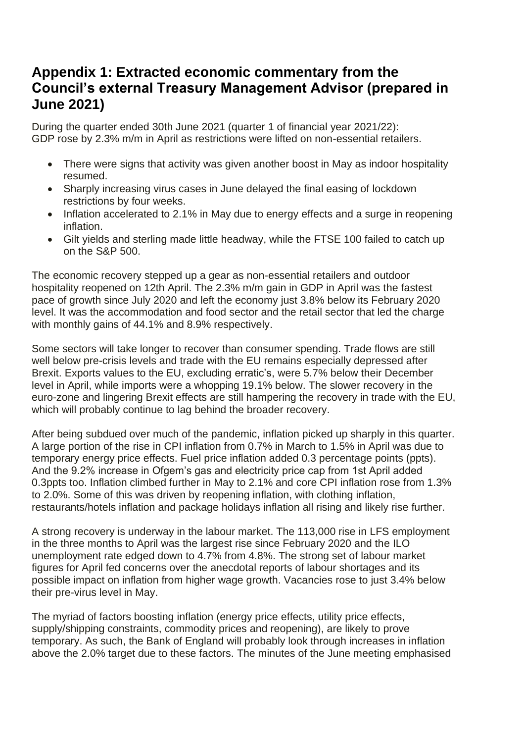## Appendix 1: Extracted economic commentary from the Council's external Treasury Management Advisor (prepared in June 2021)

During the quarter ended 30th June 2021 (quarter 1 of financial year 2021/22):
GDP rose by 2.3% m/m in April as restrictions were lifted on non-essential retailers.

- There were signs that activity was given another boost in May as indoor hospitality resumed.
- Sharply increasing virus cases in June delayed the final easing of lockdown restrictions by four weeks.
- Inflation accelerated to 2.1% in May due to energy effects and a surge in reopening inflation.
- Gilt yields and sterling made little headway, while the FTSE 100 failed to catch up on the S&P 500.

The economic recovery stepped up a gear as non-essential retailers and outdoor hospitality reopened on 12th April. The 2.3% m/m gain in GDP in April was the fastest pace of growth since July 2020 and left the economy just 3.8% below its February 2020 level. It was the accommodation and food sector and the retail sector that led the charge with monthly gains of 44.1% and 8.9% respectively.

Some sectors will take longer to recover than consumer spending. Trade flows are still well below pre-crisis levels and trade with the EU remains especially depressed after Brexit. Exports values to the EU, excluding erratic's, were 5.7% below their December level in April, while imports were a whopping 19.1% below. The slower recovery in the euro-zone and lingering Brexit effects are still hampering the recovery in trade with the EU, which will probably continue to lag behind the broader recovery.

After being subdued over much of the pandemic, inflation picked up sharply in this quarter. A large portion of the rise in CPI inflation from 0.7% in March to 1.5% in April was due to temporary energy price effects. Fuel price inflation added 0.3 percentage points (ppts). And the 9.2% increase in Ofgem's gas and electricity price cap from 1st April added 0.3ppts too. Inflation climbed further in May to 2.1% and core CPI inflation rose from 1.3% to 2.0%. Some of this was driven by reopening inflation, with clothing inflation, restaurants/hotels inflation and package holidays inflation all rising and likely rise further.

A strong recovery is underway in the labour market. The 113,000 rise in LFS employment in the three months to April was the largest rise since February 2020 and the ILO unemployment rate edged down to 4.7% from 4.8%. The strong set of labour market figures for April fed concerns over the anecdotal reports of labour shortages and its possible impact on inflation from higher wage growth. Vacancies rose to just 3.4% below their pre-virus level in May.

The myriad of factors boosting inflation (energy price effects, utility price effects, supply/shipping constraints, commodity prices and reopening), are likely to prove temporary. As such, the Bank of England will probably look through increases in inflation above the 2.0% target due to these factors. The minutes of the June meeting emphasised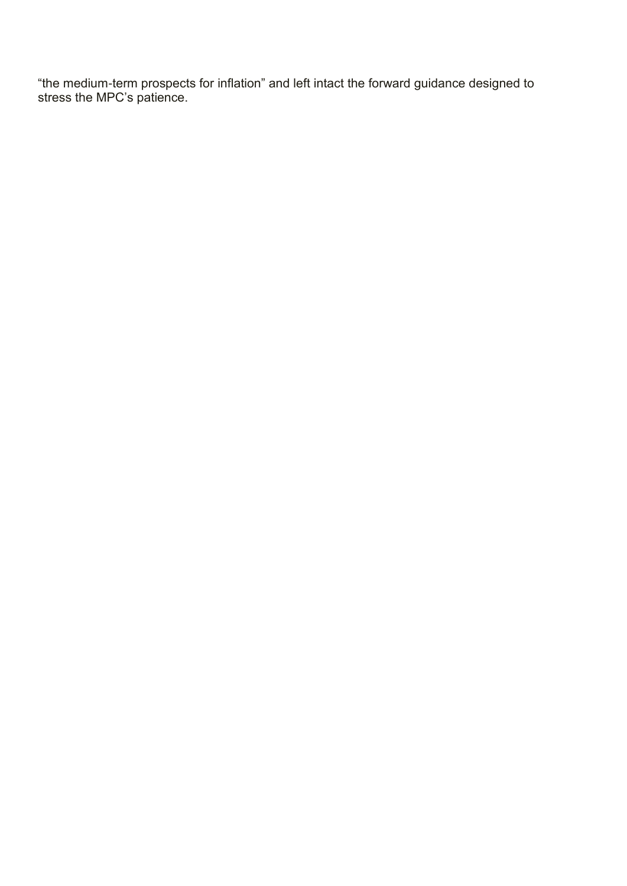“the medium-term prospects for inflation” and left intact the forward guidance designed to stress the MPC’s patience.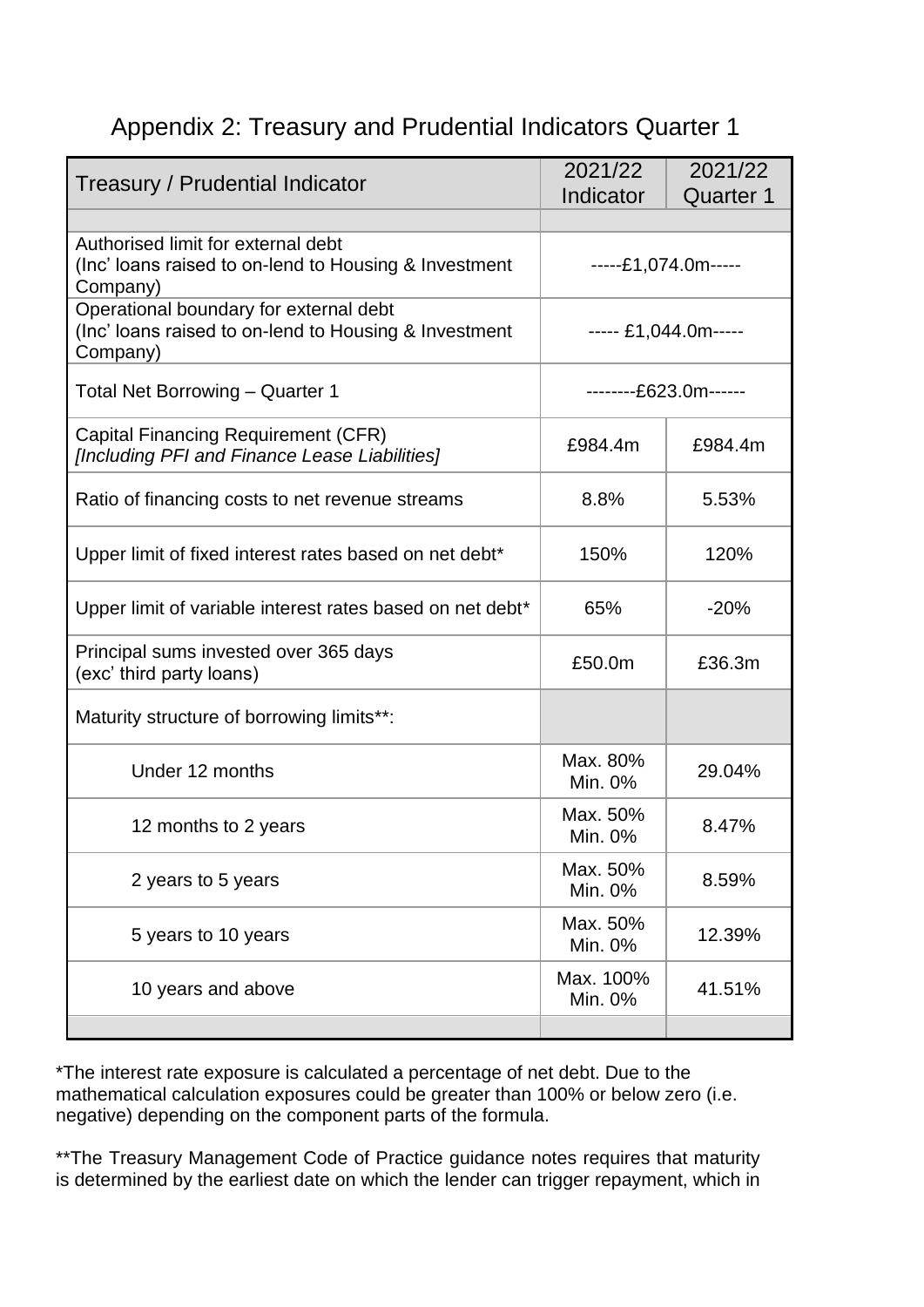# Appendix 2: Treasury and Prudential Indicators Quarter 1

| Treasury / Prudential Indicator | 2021/22 Indicator | 2021/22 Quarter 1 |
|---|---|---|
| | | |
| Authorised limit for external debt (Inc' loans raised to on-lend to Housing & Investment Company) | -----£1,074.0m----- | |
| Operational boundary for external debt (Inc' loans raised to on-lend to Housing & Investment Company) | ----- £1,044.0m----- | |
| Total Net Borrowing – Quarter 1 | --------£623.0m------ | |
| Capital Financing Requirement (CFR) *[Including PFI and Finance Lease Liabilities]* | £984.4m | £984.4m |
| Ratio of financing costs to net revenue streams | 8.8% | 5.53% |
| Upper limit of fixed interest rates based on net debt* | 150% | 120% |
| Upper limit of variable interest rates based on net debt* | 65% | -20% |
| Principal sums invested over 365 days (exc' third party loans) | £50.0m | £36.3m |
| Maturity structure of borrowing limits**: | | |
| Under 12 months | Max. 80% Min. 0% | 29.04% |
| 12 months to 2 years | Max. 50% Min. 0% | 8.47% |
| 2 years to 5 years | Max. 50% Min. 0% | 8.59% |
| 5 years to 10 years | Max. 50% Min. 0% | 12.39% |
| 10 years and above | Max. 100% Min. 0% | 41.51% |
| | | |

*The interest rate exposure is calculated a percentage of net debt. Due to the mathematical calculation exposures could be greater than 100% or below zero (i.e. negative) depending on the component parts of the formula.

**The Treasury Management Code of Practice guidance notes requires that maturity is determined by the earliest date on which the lender can trigger repayment, which in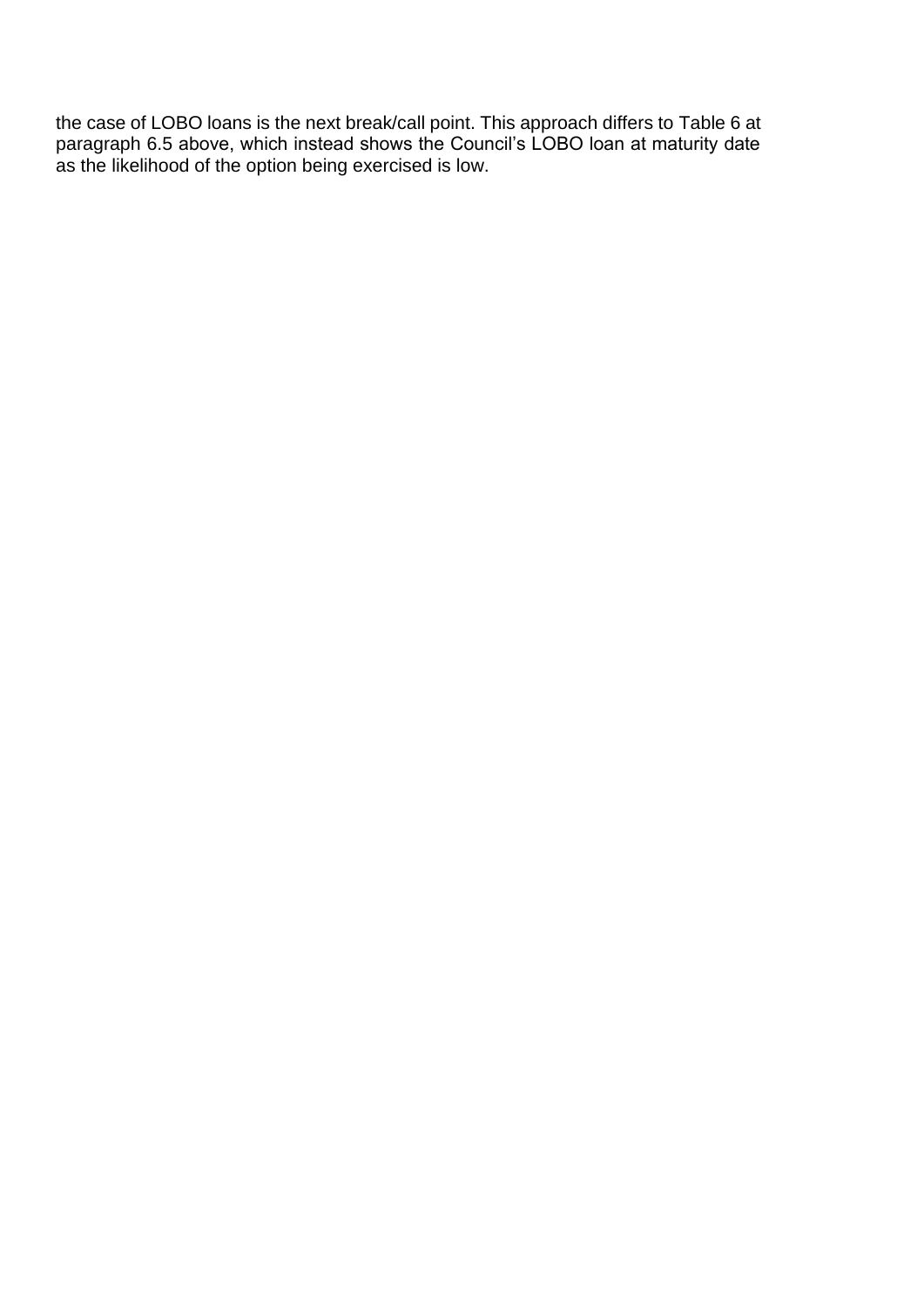the case of LOBO loans is the next break/call point. This approach differs to Table 6 at paragraph 6.5 above, which instead shows the Council's LOBO loan at maturity date as the likelihood of the option being exercised is low.